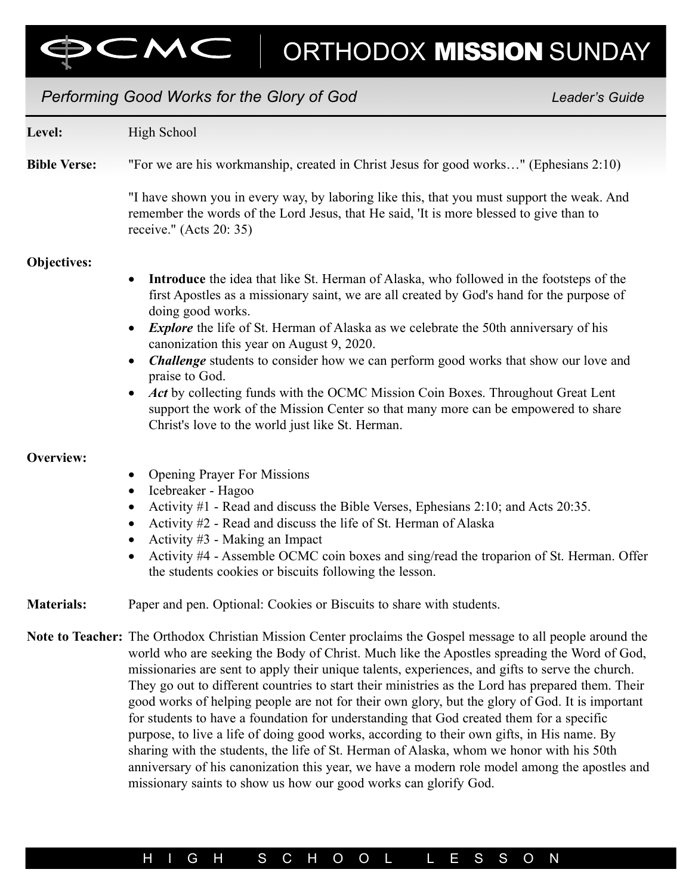# ORTHODOX MISSION SUNDAY

## *Performing Good Works for the Glory of God*

*Leader's Guide*

**Level:** High School

**Bible Verse:** "For we are his workmanship, created in Christ Jesus for good works…" (Ephesians 2:10)

"I have shown you in every way, by laboring like this, that you must support the weak. And remember the words of the Lord Jesus, that He said, 'It is more blessed to give than to receive." (Acts 20: 35)

**Objectives:**

- **Introduce** the idea that like St. Herman of Alaska, who followed in the footsteps of the first Apostles as a missionary saint, we are all created by God's hand for the purpose of doing good works.
- ***Explore*** the life of St. Herman of Alaska as we celebrate the 50th anniversary of his canonization this year on August 9, 2020.
- ***Challenge*** students to consider how we can perform good works that show our love and praise to God.
- ***Act*** by collecting funds with the OCMC Mission Coin Boxes. Throughout Great Lent support the work of the Mission Center so that many more can be empowered to share Christ's love to the world just like St. Herman.

**Overview:**

- Opening Prayer For Missions
- Icebreaker - Hagoo
- Activity #1 - Read and discuss the Bible Verses, Ephesians 2:10; and Acts 20:35.
- Activity #2 - Read and discuss the life of St. Herman of Alaska
- Activity #3 - Making an Impact
- Activity #4 - Assemble OCMC coin boxes and sing/read the troparion of St. Herman. Offer the students cookies or biscuits following the lesson.

**Materials:** Paper and pen. Optional: Cookies or Biscuits to share with students.

**Note to Teacher:** The Orthodox Christian Mission Center proclaims the Gospel message to all people around the world who are seeking the Body of Christ. Much like the Apostles spreading the Word of God, missionaries are sent to apply their unique talents, experiences, and gifts to serve the church. They go out to different countries to start their ministries as the Lord has prepared them. Their good works of helping people are not for their own glory, but the glory of God. It is important for students to have a foundation for understanding that God created them for a specific purpose, to live a life of doing good works, according to their own gifts, in His name. By sharing with the students, the life of St. Herman of Alaska, whom we honor with his 50th anniversary of his canonization this year, we have a modern role model among the apostles and missionary saints to show us how our good works can glorify God.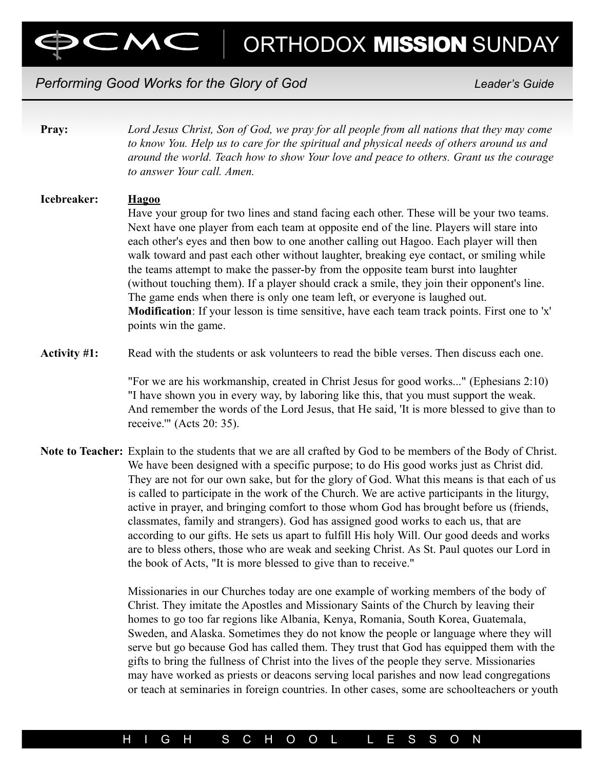**Pray:** *Lord Jesus Christ, Son of God, we pray for all people from all nations that they may come to know You. Help us to care for the spiritual and physical needs of others around us and around the world. Teach how to show Your love and peace to others. Grant us the courage to answer Your call. Amen.*

**Icebreaker:** <u>**Hagoo**</u>

Have your group for two lines and stand facing each other. These will be your two teams. Next have one player from each team at opposite end of the line. Players will stare into each other's eyes and then bow to one another calling out Hagoo. Each player will then walk toward and past each other without laughter, breaking eye contact, or smiling while the teams attempt to make the passer-by from the opposite team burst into laughter (without touching them). If a player should crack a smile, they join their opponent's line. The game ends when there is only one team left, or everyone is laughed out.
**Modification**: If your lesson is time sensitive, have each team track points. First one to 'x' points win the game.

**Activity #1:** Read with the students or ask volunteers to read the bible verses. Then discuss each one.

"For we are his workmanship, created in Christ Jesus for good works..." (Ephesians 2:10)
"I have shown you in every way, by laboring like this, that you must support the weak. And remember the words of the Lord Jesus, that He said, 'It is more blessed to give than to receive.'" (Acts 20: 35).

**Note to Teacher:** Explain to the students that we are all crafted by God to be members of the Body of Christ. We have been designed with a specific purpose; to do His good works just as Christ did. They are not for our own sake, but for the glory of God. What this means is that each of us is called to participate in the work of the Church. We are active participants in the liturgy, active in prayer, and bringing comfort to those whom God has brought before us (friends, classmates, family and strangers). God has assigned good works to each us, that are according to our gifts. He sets us apart to fulfill His holy Will. Our good deeds and works are to bless others, those who are weak and seeking Christ. As St. Paul quotes our Lord in the book of Acts, "It is more blessed to give than to receive."

Missionaries in our Churches today are one example of working members of the body of Christ. They imitate the Apostles and Missionary Saints of the Church by leaving their homes to go too far regions like Albania, Kenya, Romania, South Korea, Guatemala, Sweden, and Alaska. Sometimes they do not know the people or language where they will serve but go because God has called them. They trust that God has equipped them with the gifts to bring the fullness of Christ into the lives of the people they serve. Missionaries may have worked as priests or deacons serving local parishes and now lead congregations or teach at seminaries in foreign countries. In other cases, some are schoolteachers or youth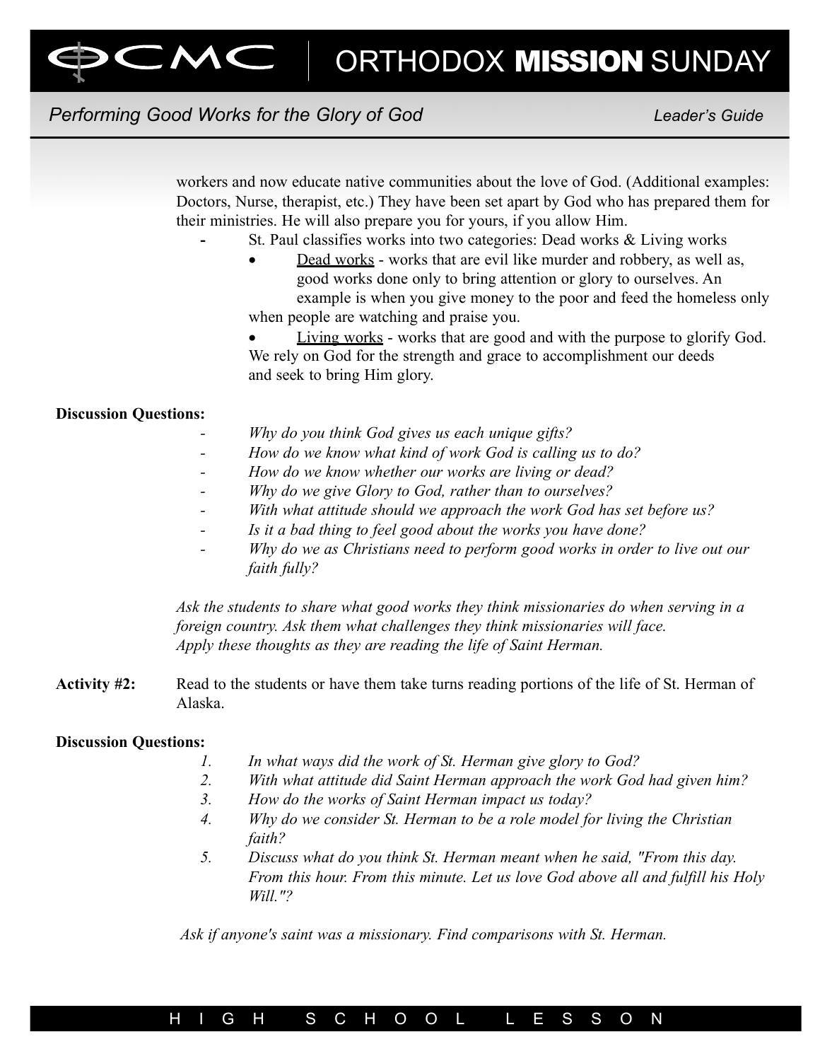workers and now educate native communities about the love of God. (Additional examples: Doctors, Nurse, therapist, etc.) They have been set apart by God who has prepared them for their ministries. He will also prepare you for yours, if you allow Him.

- St. Paul classifies works into two categories: Dead works & Living works
  - Dead works - works that are evil like murder and robbery, as well as, good works done only to bring attention or glory to ourselves. An example is when you give money to the poor and feed the homeless only when people are watching and praise you.
  - Living works - works that are good and with the purpose to glorify God. We rely on God for the strength and grace to accomplishment our deeds and seek to bring Him glory.

**Discussion Questions:**

- *Why do you think God gives us each unique gifts?*
- *How do we know what kind of work God is calling us to do?*
- *How do we know whether our works are living or dead?*
- *Why do we give Glory to God, rather than to ourselves?*
- *With what attitude should we approach the work God has set before us?*
- *Is it a bad thing to feel good about the works you have done?*
- *Why do we as Christians need to perform good works in order to live out our faith fully?*

*Ask the students to share what good works they think missionaries do when serving in a foreign country. Ask them what challenges they think missionaries will face. Apply these thoughts as they are reading the life of Saint Herman.*

**Activity #2:** Read to the students or have them take turns reading portions of the life of St. Herman of Alaska.

**Discussion Questions:**

1. *In what ways did the work of St. Herman give glory to God?*
2. *With what attitude did Saint Herman approach the work God had given him?*
3. *How do the works of Saint Herman impact us today?*
4. *Why do we consider St. Herman to be a role model for living the Christian faith?*
5. *Discuss what do you think St. Herman meant when he said, "From this day. From this hour. From this minute. Let us love God above all and fulfill his Holy Will."?*

*Ask if anyone's saint was a missionary. Find comparisons with St. Herman.*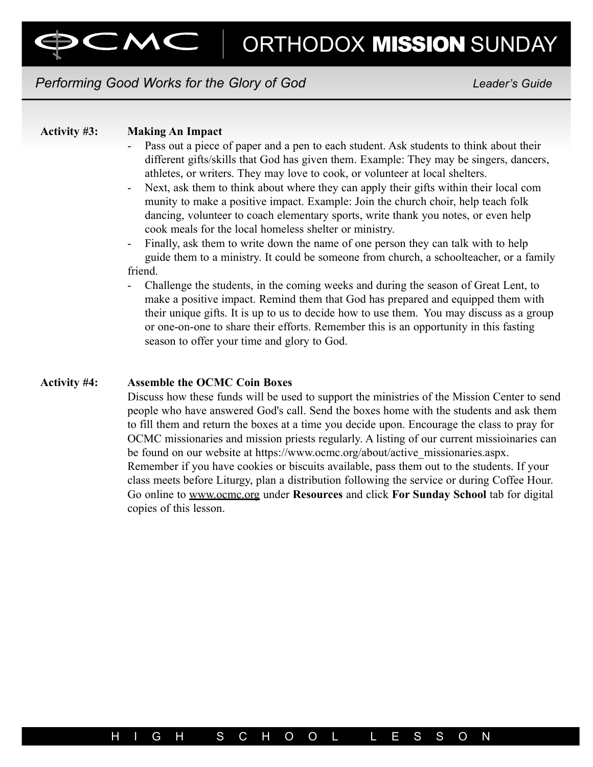**Activity #3: Making An Impact**

- Pass out a piece of paper and a pen to each student. Ask students to think about their different gifts/skills that God has given them. Example: They may be singers, dancers, athletes, or writers. They may love to cook, or volunteer at local shelters.
- Next, ask them to think about where they can apply their gifts within their local com munity to make a positive impact. Example: Join the church choir, help teach folk dancing, volunteer to coach elementary sports, write thank you notes, or even help cook meals for the local homeless shelter or ministry.
- Finally, ask them to write down the name of one person they can talk with to help guide them to a ministry. It could be someone from church, a schoolteacher, or a family friend.
- Challenge the students, in the coming weeks and during the season of Great Lent, to make a positive impact. Remind them that God has prepared and equipped them with their unique gifts. It is up to us to decide how to use them. You may discuss as a group or one-on-one to share their efforts. Remember this is an opportunity in this fasting season to offer your time and glory to God.

**Activity #4: Assemble the OCMC Coin Boxes**

Discuss how these funds will be used to support the ministries of the Mission Center to send people who have answered God's call. Send the boxes home with the students and ask them to fill them and return the boxes at a time you decide upon. Encourage the class to pray for OCMC missionaries and mission priests regularly. A listing of our current missioinaries can be found on our website at https://www.ocmc.org/about/active_missionaries.aspx.
Remember if you have cookies or biscuits available, pass them out to the students. If your class meets before Liturgy, plan a distribution following the service or during Coffee Hour. Go online to www.ocmc.org under **Resources** and click **For Sunday School** tab for digital copies of this lesson.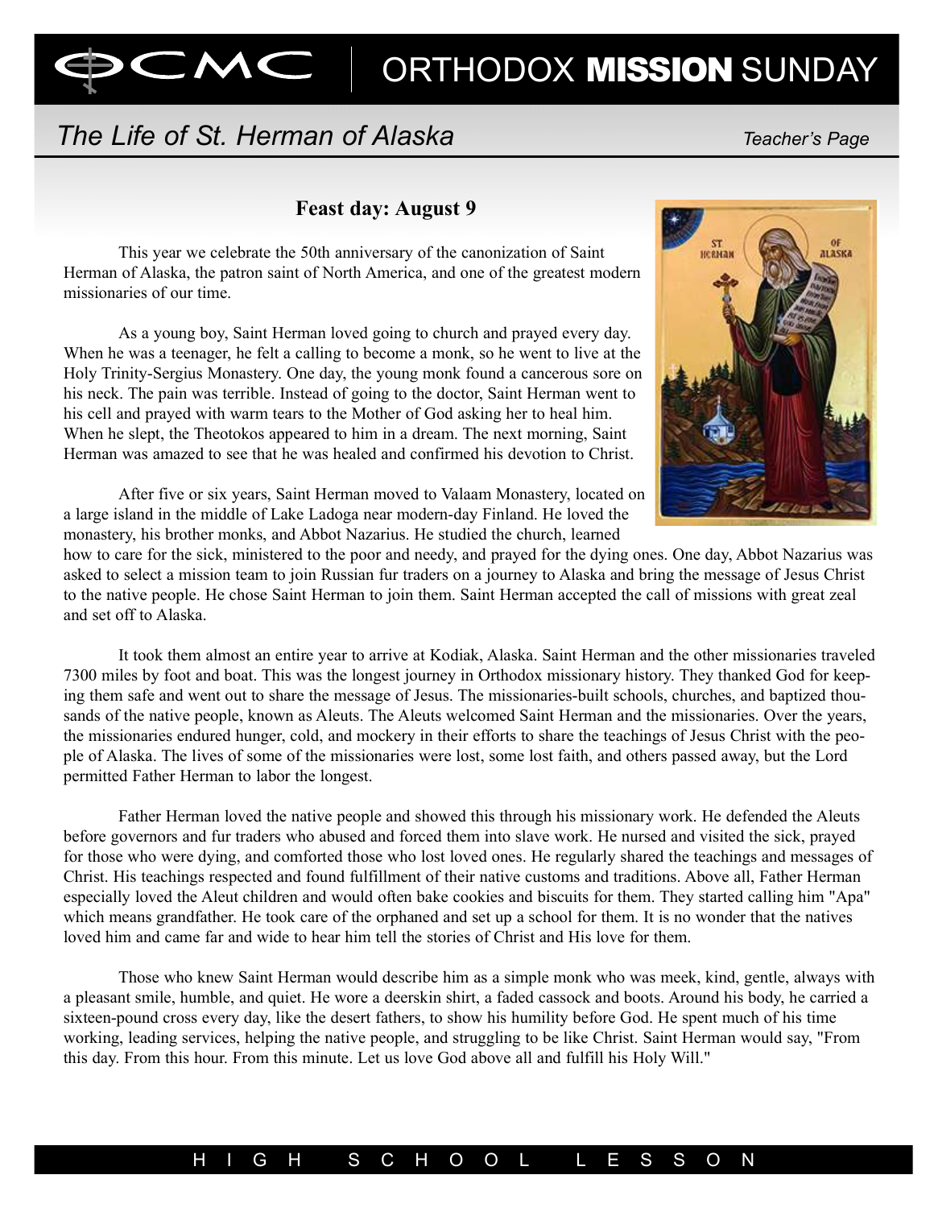# The Life of St. Herman of Alaska

Teacher's Page

## Feast day: August 9

This year we celebrate the 50th anniversary of the canonization of Saint Herman of Alaska, the patron saint of North America, and one of the greatest modern missionaries of our time.

As a young boy, Saint Herman loved going to church and prayed every day. When he was a teenager, he felt a calling to become a monk, so he went to live at the Holy Trinity-Sergius Monastery. One day, the young monk found a cancerous sore on his neck. The pain was terrible. Instead of going to the doctor, Saint Herman went to his cell and prayed with warm tears to the Mother of God asking her to heal him. When he slept, the Theotokos appeared to him in a dream. The next morning, Saint Herman was amazed to see that he was healed and confirmed his devotion to Christ.

After five or six years, Saint Herman moved to Valaam Monastery, located on a large island in the middle of Lake Ladoga near modern-day Finland. He loved the monastery, his brother monks, and Abbot Nazarius. He studied the church, learned how to care for the sick, ministered to the poor and needy, and prayed for the dying ones. One day, Abbot Nazarius was asked to select a mission team to join Russian fur traders on a journey to Alaska and bring the message of Jesus Christ to the native people. He chose Saint Herman to join them. Saint Herman accepted the call of missions with great zeal and set off to Alaska.

It took them almost an entire year to arrive at Kodiak, Alaska. Saint Herman and the other missionaries traveled 7300 miles by foot and boat. This was the longest journey in Orthodox missionary history. They thanked God for keeping them safe and went out to share the message of Jesus. The missionaries-built schools, churches, and baptized thousands of the native people, known as Aleuts. The Aleuts welcomed Saint Herman and the missionaries. Over the years, the missionaries endured hunger, cold, and mockery in their efforts to share the teachings of Jesus Christ with the people of Alaska. The lives of some of the missionaries were lost, some lost faith, and others passed away, but the Lord permitted Father Herman to labor the longest.

Father Herman loved the native people and showed this through his missionary work. He defended the Aleuts before governors and fur traders who abused and forced them into slave work. He nursed and visited the sick, prayed for those who were dying, and comforted those who lost loved ones. He regularly shared the teachings and messages of Christ. His teachings respected and found fulfillment of their native customs and traditions. Above all, Father Herman especially loved the Aleut children and would often bake cookies and biscuits for them. They started calling him "Apa" which means grandfather. He took care of the orphaned and set up a school for them. It is no wonder that the natives loved him and came far and wide to hear him tell the stories of Christ and His love for them.

Those who knew Saint Herman would describe him as a simple monk who was meek, kind, gentle, always with a pleasant smile, humble, and quiet. He wore a deerskin shirt, a faded cassock and boots. Around his body, he carried a sixteen-pound cross every day, like the desert fathers, to show his humility before God. He spent much of his time working, leading services, helping the native people, and struggling to be like Christ. Saint Herman would say, "From this day. From this hour. From this minute. Let us love God above all and fulfill his Holy Will."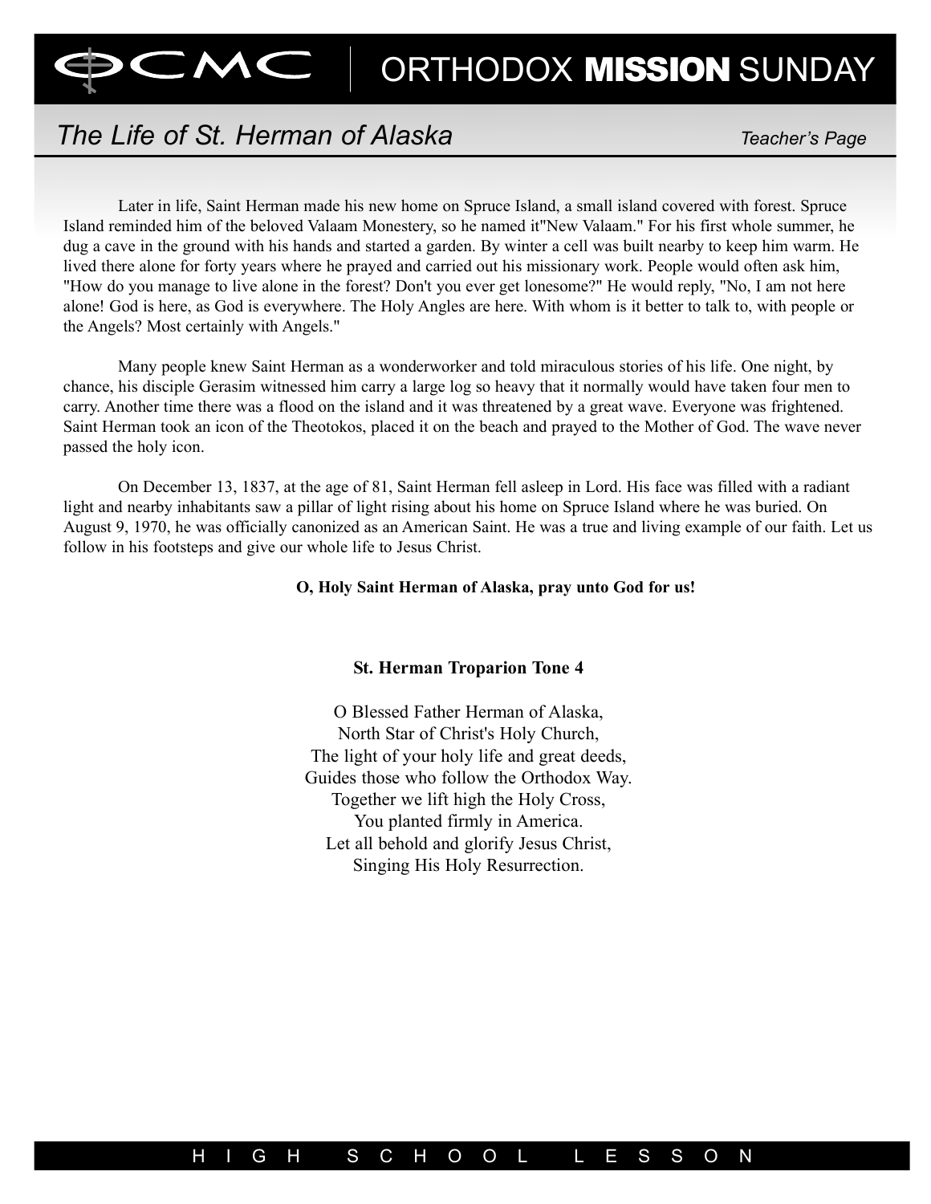## The Life of St. Herman of Alaska

*Teacher's Page*

Later in life, Saint Herman made his new home on Spruce Island, a small island covered with forest. Spruce Island reminded him of the beloved Valaam Monestery, so he named it"New Valaam." For his first whole summer, he dug a cave in the ground with his hands and started a garden. By winter a cell was built nearby to keep him warm. He lived there alone for forty years where he prayed and carried out his missionary work. People would often ask him, "How do you manage to live alone in the forest? Don't you ever get lonesome?" He would reply, "No, I am not here alone! God is here, as God is everywhere. The Holy Angles are here. With whom is it better to talk to, with people or the Angels? Most certainly with Angels."

Many people knew Saint Herman as a wonderworker and told miraculous stories of his life. One night, by chance, his disciple Gerasim witnessed him carry a large log so heavy that it normally would have taken four men to carry. Another time there was a flood on the island and it was threatened by a great wave. Everyone was frightened. Saint Herman took an icon of the Theotokos, placed it on the beach and prayed to the Mother of God. The wave never passed the holy icon.

On December 13, 1837, at the age of 81, Saint Herman fell asleep in Lord. His face was filled with a radiant light and nearby inhabitants saw a pillar of light rising about his home on Spruce Island where he was buried. On August 9, 1970, he was officially canonized as an American Saint. He was a true and living example of our faith. Let us follow in his footsteps and give our whole life to Jesus Christ.

**O, Holy Saint Herman of Alaska, pray unto God for us!**

**St. Herman Troparion Tone 4**

O Blessed Father Herman of Alaska,
North Star of Christ's Holy Church,
The light of your holy life and great deeds,
Guides those who follow the Orthodox Way.
Together we lift high the Holy Cross,
You planted firmly in America.
Let all behold and glorify Jesus Christ,
Singing His Holy Resurrection.